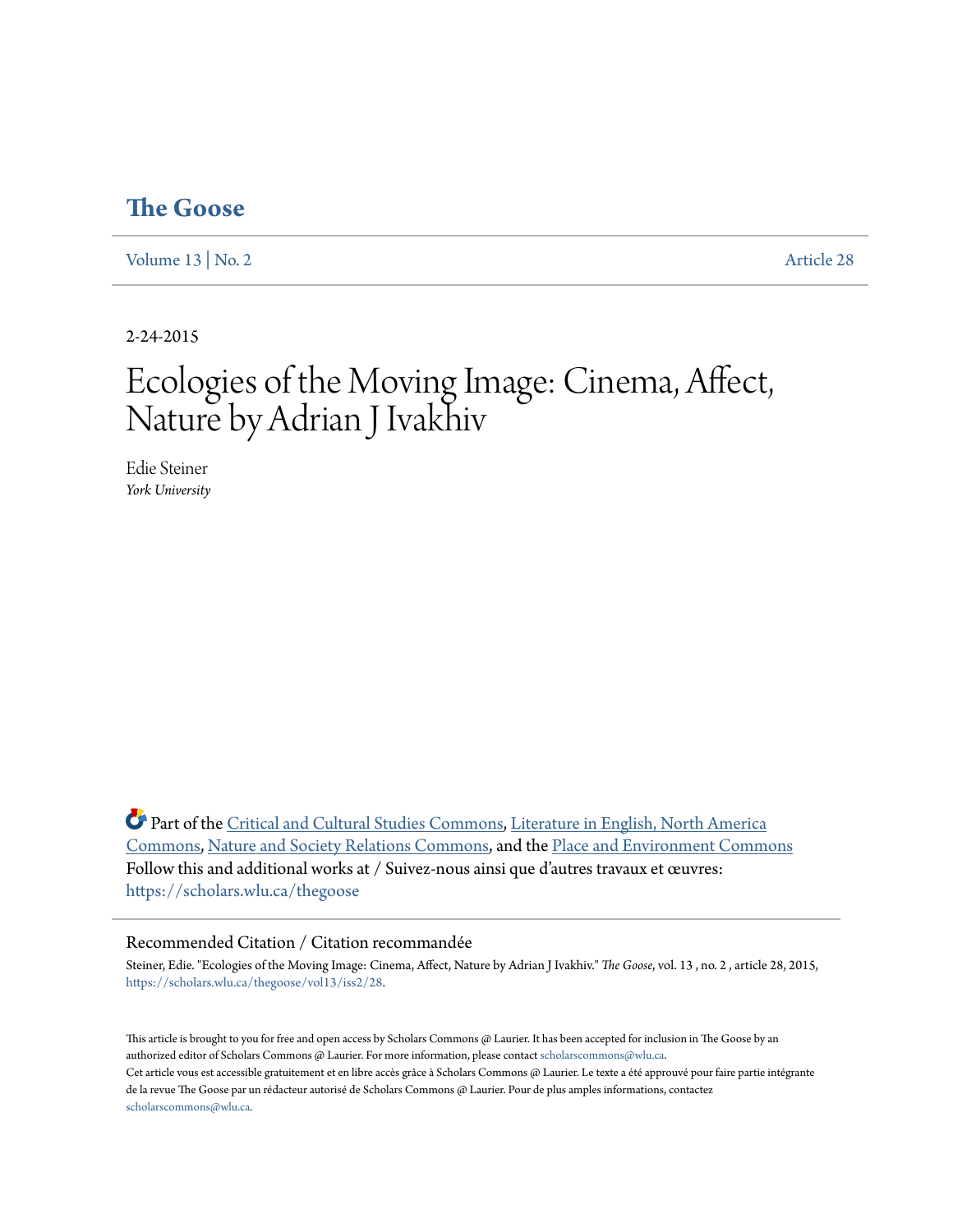# The Goose

Volume 13 | No. 2 Article 28

2-24-2015

# Ecologies of the Moving Image: Cinema, Affect, Nature by Adrian J Ivakhiv

Edie Steiner
*York University*

Part of the Critical and Cultural Studies Commons, Literature in English, North America Commons, Nature and Society Relations Commons, and the Place and Environment Commons
Follow this and additional works at / Suivez-nous ainsi que d'autres travaux et œuvres: https://scholars.wlu.ca/thegoose

## Recommended Citation / Citation recommandée

Steiner, Edie. "Ecologies of the Moving Image: Cinema, Affect, Nature by Adrian J Ivakhiv." *The Goose*, vol. 13 , no. 2 , article 28, 2015, https://scholars.wlu.ca/thegoose/vol13/iss2/28.

This article is brought to you for free and open access by Scholars Commons @ Laurier. It has been accepted for inclusion in The Goose by an authorized editor of Scholars Commons @ Laurier. For more information, please contact scholarscommons@wlu.ca.
Cet article vous est accessible gratuitement et en libre accès grâce à Scholars Commons @ Laurier. Le texte a été approuvé pour faire partie intégrante de la revue The Goose par un rédacteur autorisé de Scholars Commons @ Laurier. Pour de plus amples informations, contactez scholarscommons@wlu.ca.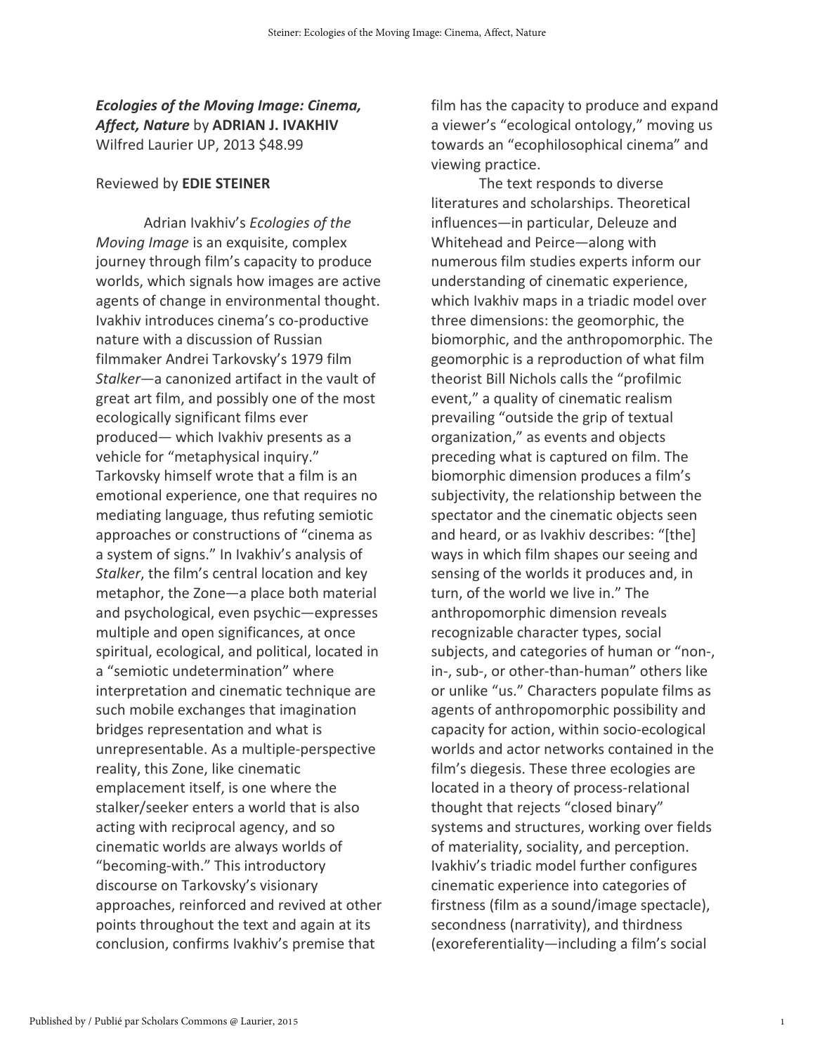***Ecologies of the Moving Image: Cinema, Affect, Nature*** by **ADRIAN J. IVAKHIV**
Wilfred Laurier UP, 2013 $48.99

Reviewed by **EDIE STEINER**

Adrian Ivakhiv's *Ecologies of the Moving Image* is an exquisite, complex journey through film's capacity to produce worlds, which signals how images are active agents of change in environmental thought. Ivakhiv introduces cinema's co-productive nature with a discussion of Russian filmmaker Andrei Tarkovsky's 1979 film *Stalker*—a canonized artifact in the vault of great art film, and possibly one of the most ecologically significant films ever produced— which Ivakhiv presents as a vehicle for "metaphysical inquiry." Tarkovsky himself wrote that a film is an emotional experience, one that requires no mediating language, thus refuting semiotic approaches or constructions of "cinema as a system of signs." In Ivakhiv's analysis of *Stalker*, the film's central location and key metaphor, the Zone—a place both material and psychological, even psychic—expresses multiple and open significances, at once spiritual, ecological, and political, located in a "semiotic undetermination" where interpretation and cinematic technique are such mobile exchanges that imagination bridges representation and what is unrepresentable. As a multiple-perspective reality, this Zone, like cinematic emplacement itself, is one where the stalker/seeker enters a world that is also acting with reciprocal agency, and so cinematic worlds are always worlds of "becoming-with." This introductory discourse on Tarkovsky's visionary approaches, reinforced and revived at other points throughout the text and again at its conclusion, confirms Ivakhiv's premise that film has the capacity to produce and expand a viewer's "ecological ontology," moving us towards an "ecophilosophical cinema" and viewing practice.

The text responds to diverse literatures and scholarships. Theoretical influences—in particular, Deleuze and Whitehead and Peirce—along with numerous film studies experts inform our understanding of cinematic experience, which Ivakhiv maps in a triadic model over three dimensions: the geomorphic, the biomorphic, and the anthropomorphic. The geomorphic is a reproduction of what film theorist Bill Nichols calls the "profilmic event," a quality of cinematic realism prevailing "outside the grip of textual organization," as events and objects preceding what is captured on film. The biomorphic dimension produces a film's subjectivity, the relationship between the spectator and the cinematic objects seen and heard, or as Ivakhiv describes: "[the] ways in which film shapes our seeing and sensing of the worlds it produces and, in turn, of the world we live in." The anthropomorphic dimension reveals recognizable character types, social subjects, and categories of human or "non-, in-, sub-, or other-than-human" others like or unlike "us." Characters populate films as agents of anthropomorphic possibility and capacity for action, within socio-ecological worlds and actor networks contained in the film's diegesis. These three ecologies are located in a theory of process-relational thought that rejects "closed binary" systems and structures, working over fields of materiality, sociality, and perception. Ivakhiv's triadic model further configures cinematic experience into categories of firstness (film as a sound/image spectacle), secondness (narrativity), and thirdness (exoreferentiality—including a film's social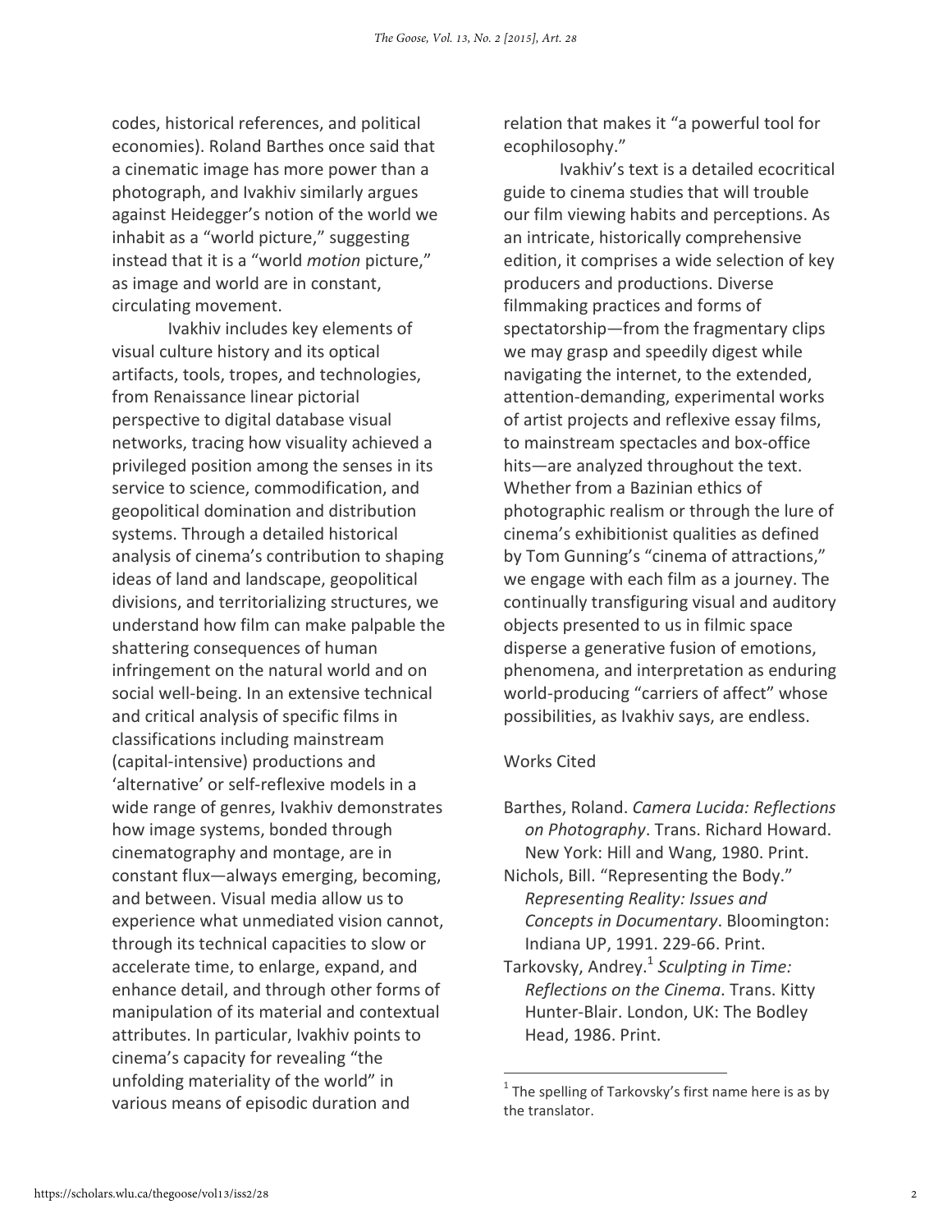codes, historical references, and political economies). Roland Barthes once said that a cinematic image has more power than a photograph, and Ivakhiv similarly argues against Heidegger's notion of the world we inhabit as a "world picture," suggesting instead that it is a "world *motion* picture," as image and world are in constant, circulating movement.

Ivakhiv includes key elements of visual culture history and its optical artifacts, tools, tropes, and technologies, from Renaissance linear pictorial perspective to digital database visual networks, tracing how visuality achieved a privileged position among the senses in its service to science, commodification, and geopolitical domination and distribution systems. Through a detailed historical analysis of cinema's contribution to shaping ideas of land and landscape, geopolitical divisions, and territorializing structures, we understand how film can make palpable the shattering consequences of human infringement on the natural world and on social well-being. In an extensive technical and critical analysis of specific films in classifications including mainstream (capital-intensive) productions and 'alternative' or self-reflexive models in a wide range of genres, Ivakhiv demonstrates how image systems, bonded through cinematography and montage, are in constant flux—always emerging, becoming, and between. Visual media allow us to experience what unmediated vision cannot, through its technical capacities to slow or accelerate time, to enlarge, expand, and enhance detail, and through other forms of manipulation of its material and contextual attributes. In particular, Ivakhiv points to cinema's capacity for revealing "the unfolding materiality of the world" in various means of episodic duration and relation that makes it "a powerful tool for ecophilosophy."

Ivakhiv's text is a detailed ecocritical guide to cinema studies that will trouble our film viewing habits and perceptions. As an intricate, historically comprehensive edition, it comprises a wide selection of key producers and productions. Diverse filmmaking practices and forms of spectatorship—from the fragmentary clips we may grasp and speedily digest while navigating the internet, to the extended, attention-demanding, experimental works of artist projects and reflexive essay films, to mainstream spectacles and box-office hits—are analyzed throughout the text. Whether from a Bazinian ethics of photographic realism or through the lure of cinema's exhibitionist qualities as defined by Tom Gunning's "cinema of attractions," we engage with each film as a journey. The continually transfiguring visual and auditory objects presented to us in filmic space disperse a generative fusion of emotions, phenomena, and interpretation as enduring world-producing "carriers of affect" whose possibilities, as Ivakhiv says, are endless.

## Works Cited

Barthes, Roland. *Camera Lucida: Reflections on Photography*. Trans. Richard Howard. New York: Hill and Wang, 1980. Print.

Nichols, Bill. "Representing the Body." *Representing Reality: Issues and Concepts in Documentary*. Bloomington: Indiana UP, 1991. 229-66. Print.

Tarkovsky, Andrey.[1] *Sculpting in Time: Reflections on the Cinema*. Trans. Kitty Hunter-Blair. London, UK: The Bodley Head, 1986. Print.

---

[1] The spelling of Tarkovsky's first name here is as by the translator.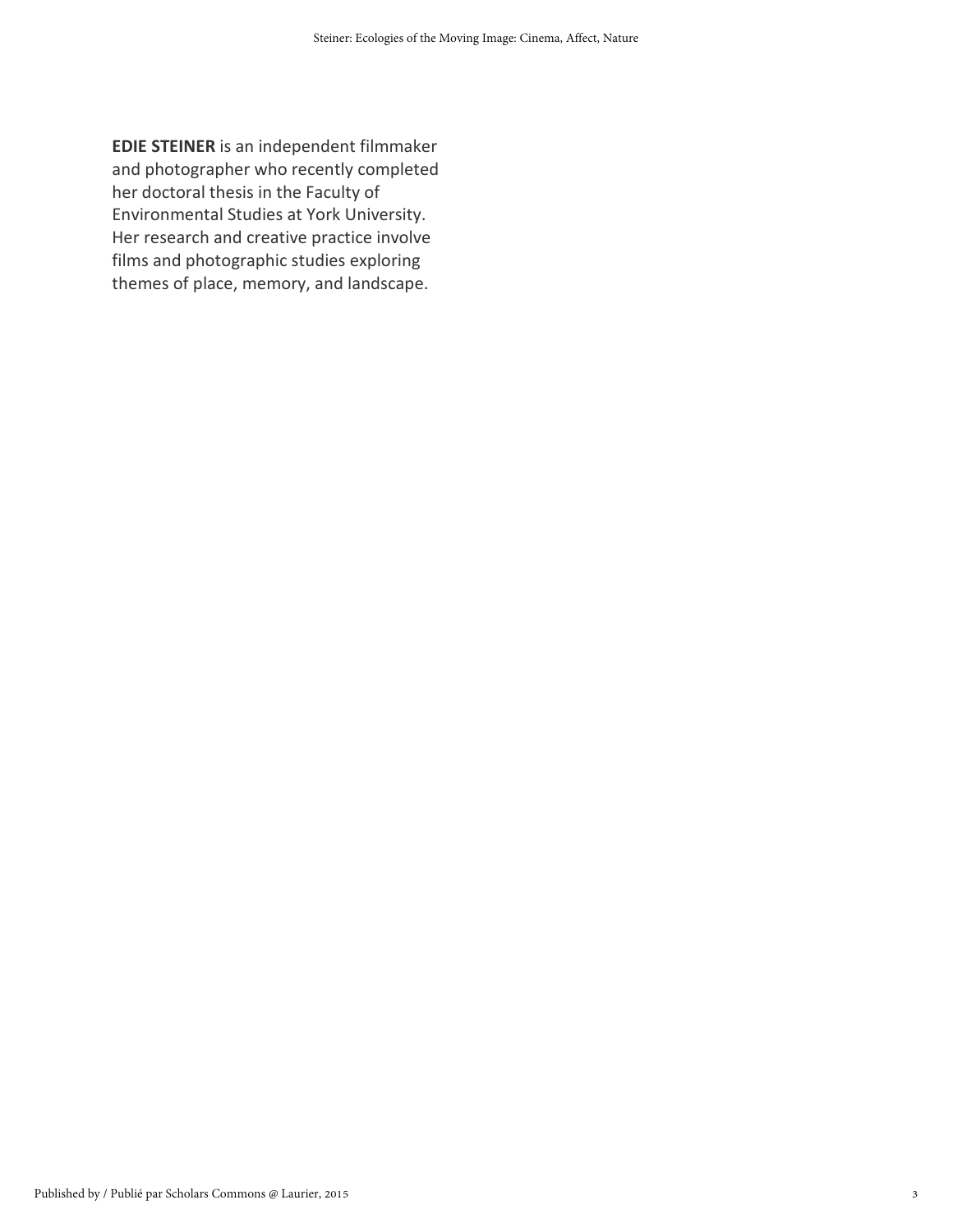**EDIE STEINER** is an independent filmmaker and photographer who recently completed her doctoral thesis in the Faculty of Environmental Studies at York University. Her research and creative practice involve films and photographic studies exploring themes of place, memory, and landscape.